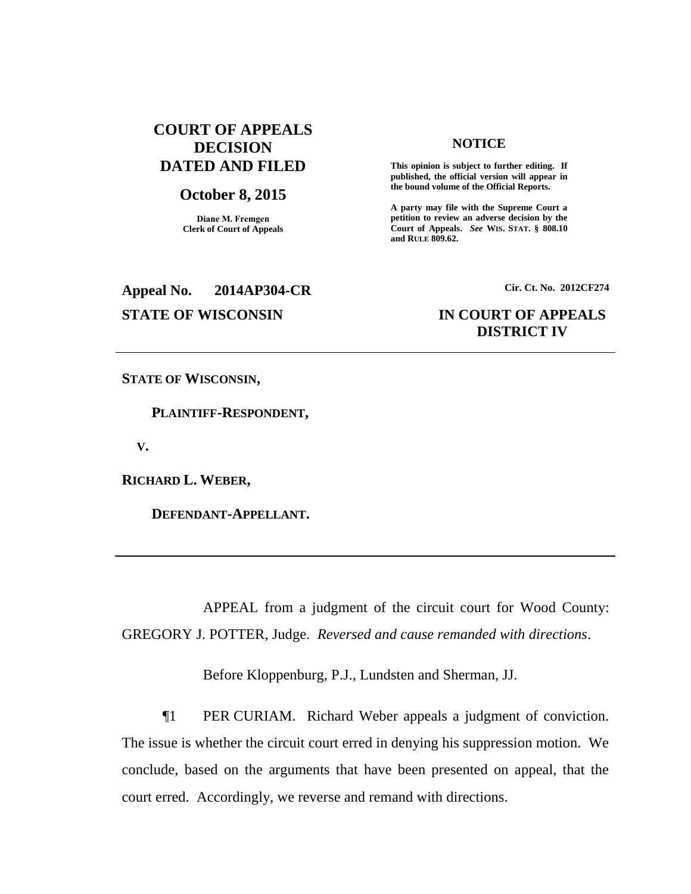**COURT OF APPEALS DECISION DATED AND FILED**

**October 8, 2015**

**Diane M. Fremgen**
**Clerk of Court of Appeals**

**NOTICE**

**This opinion is subject to further editing. If published, the official version will appear in the bound volume of the Official Reports.**

**A party may file with the Supreme Court a petition to review an adverse decision by the Court of Appeals.** ***See*** **WIS. STAT. § 808.10 and RULE 809.62.**

**Appeal No. 2014AP304-CR** **Cir. Ct. No. 2012CF274**

**STATE OF WISCONSIN** **IN COURT OF APPEALS DISTRICT IV**

---

**STATE OF WISCONSIN,**

**PLAINTIFF-RESPONDENT,**

**V.**

**RICHARD L. WEBER,**

**DEFENDANT-APPELLANT.**

---

APPEAL from a judgment of the circuit court for Wood County: GREGORY J. POTTER, Judge. *Reversed and cause remanded with directions*.

Before Kloppenburg, P.J., Lundsten and Sherman, JJ.

¶1 PER CURIAM. Richard Weber appeals a judgment of conviction. The issue is whether the circuit court erred in denying his suppression motion. We conclude, based on the arguments that have been presented on appeal, that the court erred. Accordingly, we reverse and remand with directions.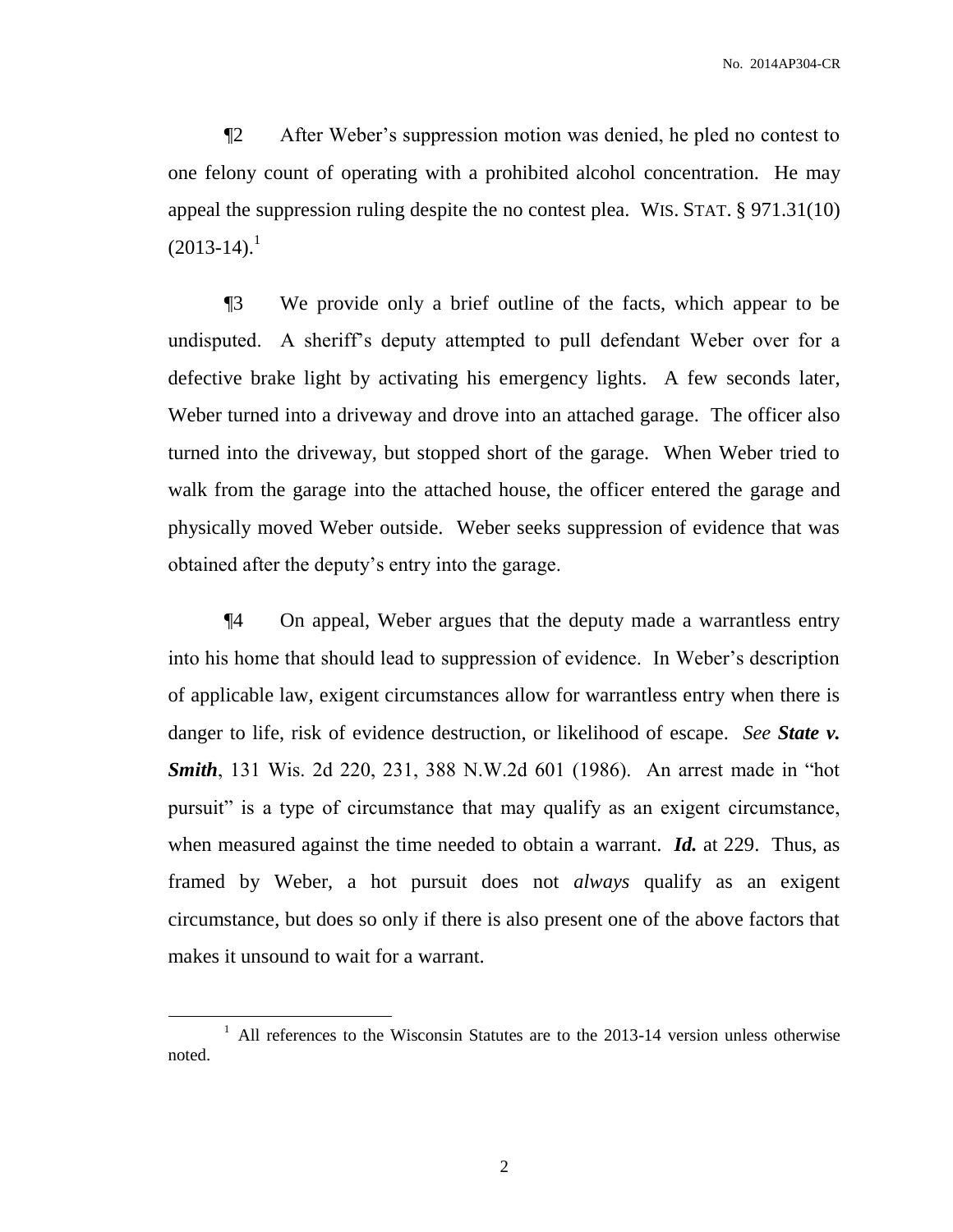¶2 After Weber's suppression motion was denied, he pled no contest to one felony count of operating with a prohibited alcohol concentration. He may appeal the suppression ruling despite the no contest plea. WIS. STAT. § 971.31(10) (2013-14).[1]

¶3 We provide only a brief outline of the facts, which appear to be undisputed. A sheriff's deputy attempted to pull defendant Weber over for a defective brake light by activating his emergency lights. A few seconds later, Weber turned into a driveway and drove into an attached garage. The officer also turned into the driveway, but stopped short of the garage. When Weber tried to walk from the garage into the attached house, the officer entered the garage and physically moved Weber outside. Weber seeks suppression of evidence that was obtained after the deputy's entry into the garage.

¶4 On appeal, Weber argues that the deputy made a warrantless entry into his home that should lead to suppression of evidence. In Weber's description of applicable law, exigent circumstances allow for warrantless entry when there is danger to life, risk of evidence destruction, or likelihood of escape. *See* ***State v. Smith***, 131 Wis. 2d 220, 231, 388 N.W.2d 601 (1986). An arrest made in "hot pursuit" is a type of circumstance that may qualify as an exigent circumstance, when measured against the time needed to obtain a warrant. ***Id.*** at 229. Thus, as framed by Weber, a hot pursuit does not *always* qualify as an exigent circumstance, but does so only if there is also present one of the above factors that makes it unsound to wait for a warrant.

[1] All references to the Wisconsin Statutes are to the 2013-14 version unless otherwise noted.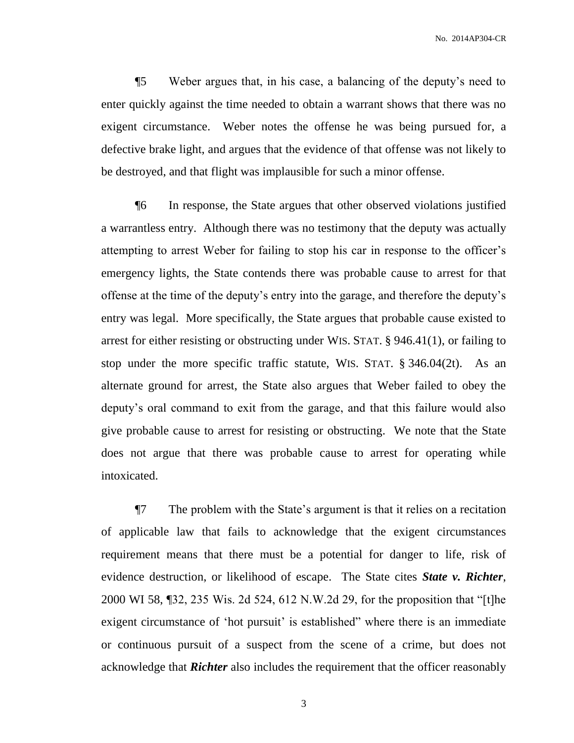¶5 Weber argues that, in his case, a balancing of the deputy's need to enter quickly against the time needed to obtain a warrant shows that there was no exigent circumstance. Weber notes the offense he was being pursued for, a defective brake light, and argues that the evidence of that offense was not likely to be destroyed, and that flight was implausible for such a minor offense.

¶6 In response, the State argues that other observed violations justified a warrantless entry. Although there was no testimony that the deputy was actually attempting to arrest Weber for failing to stop his car in response to the officer's emergency lights, the State contends there was probable cause to arrest for that offense at the time of the deputy's entry into the garage, and therefore the deputy's entry was legal. More specifically, the State argues that probable cause existed to arrest for either resisting or obstructing under WIS. STAT. § 946.41(1), or failing to stop under the more specific traffic statute, WIS. STAT. § 346.04(2t). As an alternate ground for arrest, the State also argues that Weber failed to obey the deputy's oral command to exit from the garage, and that this failure would also give probable cause to arrest for resisting or obstructing. We note that the State does not argue that there was probable cause to arrest for operating while intoxicated.

¶7 The problem with the State's argument is that it relies on a recitation of applicable law that fails to acknowledge that the exigent circumstances requirement means that there must be a potential for danger to life, risk of evidence destruction, or likelihood of escape. The State cites ***State v. Richter***, 2000 WI 58, ¶32, 235 Wis. 2d 524, 612 N.W.2d 29, for the proposition that "[t]he exigent circumstance of 'hot pursuit' is established" where there is an immediate or continuous pursuit of a suspect from the scene of a crime, but does not acknowledge that ***Richter*** also includes the requirement that the officer reasonably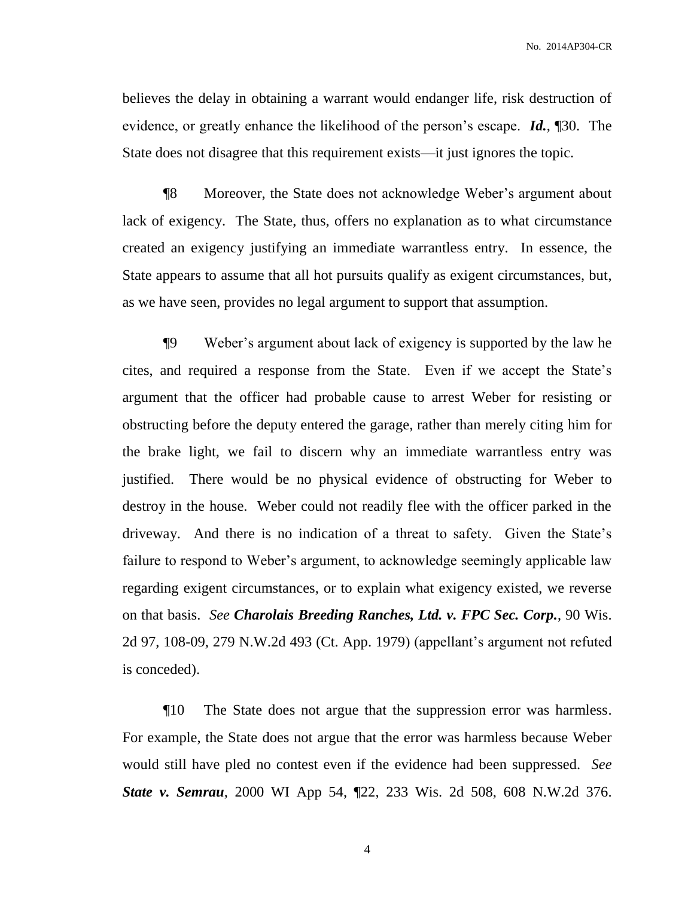believes the delay in obtaining a warrant would endanger life, risk destruction of evidence, or greatly enhance the likelihood of the person's escape. ***Id.***, ¶30. The State does not disagree that this requirement exists—it just ignores the topic.

¶8 Moreover, the State does not acknowledge Weber's argument about lack of exigency. The State, thus, offers no explanation as to what circumstance created an exigency justifying an immediate warrantless entry. In essence, the State appears to assume that all hot pursuits qualify as exigent circumstances, but, as we have seen, provides no legal argument to support that assumption.

¶9 Weber's argument about lack of exigency is supported by the law he cites, and required a response from the State. Even if we accept the State's argument that the officer had probable cause to arrest Weber for resisting or obstructing before the deputy entered the garage, rather than merely citing him for the brake light, we fail to discern why an immediate warrantless entry was justified. There would be no physical evidence of obstructing for Weber to destroy in the house. Weber could not readily flee with the officer parked in the driveway. And there is no indication of a threat to safety. Given the State's failure to respond to Weber's argument, to acknowledge seemingly applicable law regarding exigent circumstances, or to explain what exigency existed, we reverse on that basis. *See* ***Charolais Breeding Ranches, Ltd. v. FPC Sec. Corp.***, 90 Wis. 2d 97, 108-09, 279 N.W.2d 493 (Ct. App. 1979) (appellant's argument not refuted is conceded).

¶10 The State does not argue that the suppression error was harmless. For example, the State does not argue that the error was harmless because Weber would still have pled no contest even if the evidence had been suppressed. *See* ***State v. Semrau***, 2000 WI App 54, ¶22, 233 Wis. 2d 508, 608 N.W.2d 376.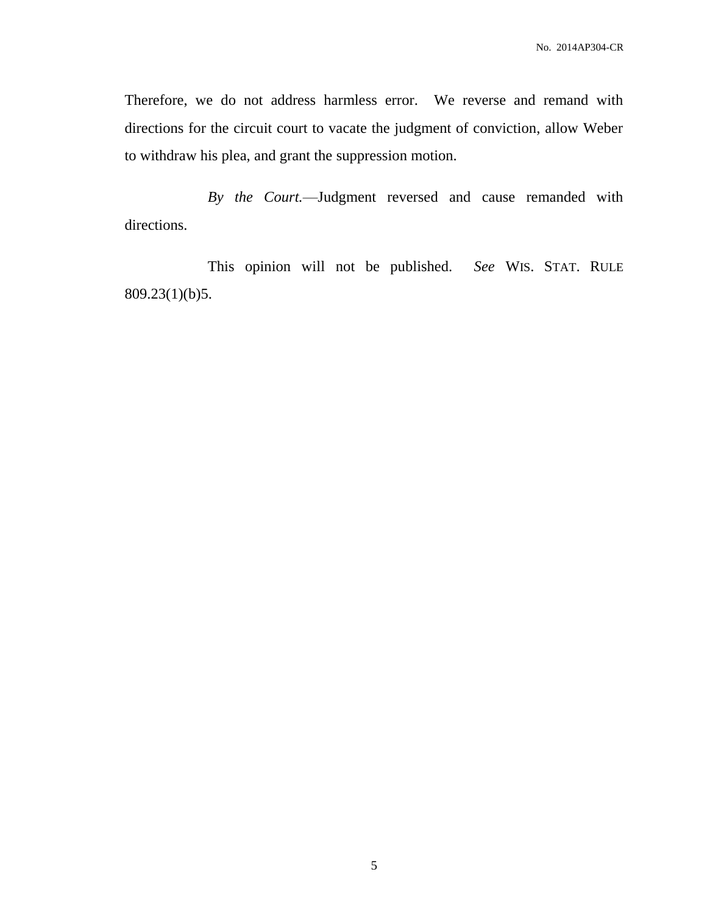Therefore, we do not address harmless error. We reverse and remand with directions for the circuit court to vacate the judgment of conviction, allow Weber to withdraw his plea, and grant the suppression motion.

*By the Court.*—Judgment reversed and cause remanded with directions.

This opinion will not be published. *See* WIS. STAT. RULE 809.23(1)(b)5.